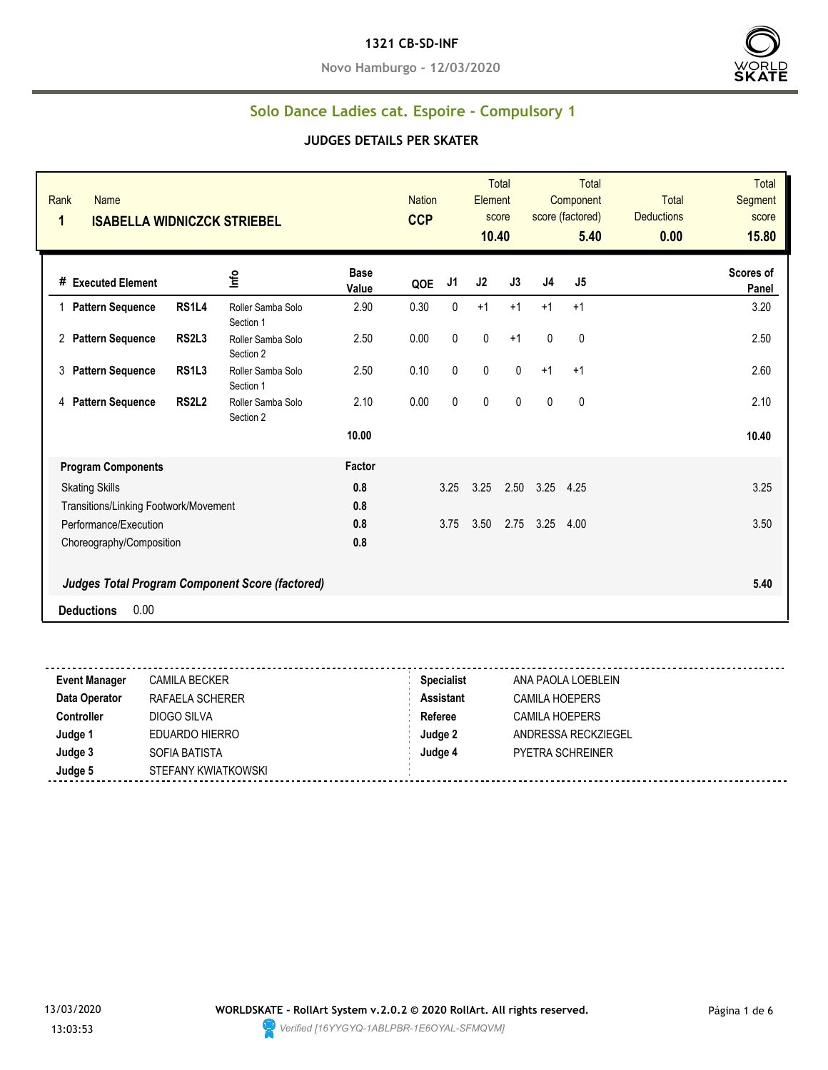**1321 CB-SD-INF**

**Novo Hamburgo - 12/03/2020**

## Solo Dance Ladies cat. Espoire - Compulsory 1

### JUDGES DETAILS PER SKATER

| Rank | Name | Nation | Total Element score | Total Component score (factored) | Total Deductions | Total Segment score |
|---|---|---|---|---|---|---|
| 1 | ISABELLA WIDNICZCK STRIEBEL | CCP | 10.40 | 5.40 | 0.00 | 15.80 |

| # | Executed Element | | Info | Base Value | QOE | J1 | J2 | J3 | J4 | J5 | Scores of Panel |
|---|---|---|---|---|---|---|---|---|---|---|---|
| 1 | Pattern Sequence | RS1L4 | Roller Samba Solo Section 1 | 2.90 | 0.30 | 0 | +1 | +1 | +1 | +1 | 3.20 |
| 2 | Pattern Sequence | RS2L3 | Roller Samba Solo Section 2 | 2.50 | 0.00 | 0 | 0 | +1 | 0 | 0 | 2.50 |
| 3 | Pattern Sequence | RS1L3 | Roller Samba Solo Section 1 | 2.50 | 0.10 | 0 | 0 | 0 | +1 | +1 | 2.60 |
| 4 | Pattern Sequence | RS2L2 | Roller Samba Solo Section 2 | 2.10 | 0.00 | 0 | 0 | 0 | 0 | 0 | 2.10 |
| | | | | 10.00 | | | | | | | 10.40 |

| Program Components | Factor | J1 | J2 | J3 | J4 | J5 | |
|---|---|---|---|---|---|---|---|
| Skating Skills | 0.8 | 3.25 | 3.25 | 2.50 | 3.25 | 4.25 | 3.25 |
| Transitions/Linking Footwork/Movement | 0.8 | | | | | | |
| Performance/Execution | 0.8 | 3.75 | 3.50 | 2.75 | 3.25 | 4.00 | 3.50 |
| Choreography/Composition | 0.8 | | | | | | |
| ***Judges Total Program Component Score (factored)*** | | | | | | | 5.40 |

**Deductions** 0.00

| | | | |
|---|---|---|---|
| **Event Manager** | CAMILA BECKER | **Specialist** | ANA PAOLA LOEBLEIN |
| **Data Operator** | RAFAELA SCHERER | **Assistant** | CAMILA HOEPERS |
| **Controller** | DIOGO SILVA | **Referee** | CAMILA HOEPERS |
| **Judge 1** | EDUARDO HIERRO | **Judge 2** | ANDRESSA RECKZIEGEL |
| **Judge 3** | SOFIA BATISTA | **Judge 4** | PYETRA SCHREINER |
| **Judge 5** | STEFANY KWIATKOWSKI | | |

13/03/2020 13:03:53

**WORLDSKATE - RollArt System v.2.0.2 © 2020 RollArt. All rights reserved.**

*Verified [16YYGYQ-1ABLPBR-1E6OYAL-SFMQVM]*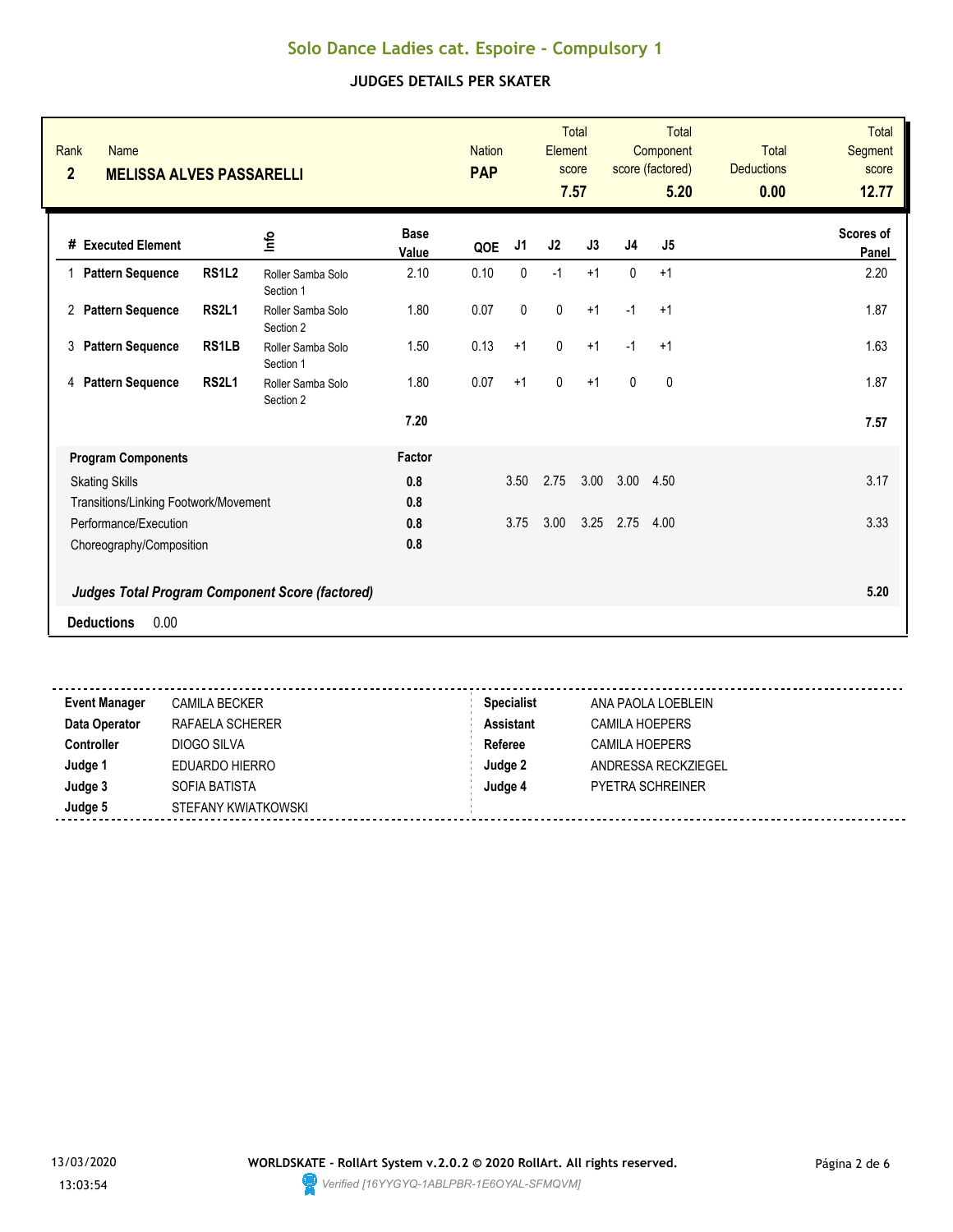# Solo Dance Ladies cat. Espoire - Compulsory 1

## JUDGES DETAILS PER SKATER

| Rank | Name | Nation | Total Element score | Total Component score (factored) | Total Deductions | Total Segment score |
|---|---|---|---|---|---|---|
| 2 | **MELISSA ALVES PASSARELLI** | **PAP** | **7.57** | **5.20** | **0.00** | **12.77** |

| # | Executed Element | | Info | Base Value | QOE | J1 | J2 | J3 | J4 | J5 | Scores of Panel |
|---|---|---|---|---|---|---|---|---|---|---|---|
| 1 | **Pattern Sequence** | **RS1L2** | Roller Samba Solo Section 1 | 2.10 | 0.10 | 0 | -1 | +1 | 0 | +1 | 2.20 |
| 2 | **Pattern Sequence** | **RS2L1** | Roller Samba Solo Section 2 | 1.80 | 0.07 | 0 | 0 | +1 | -1 | +1 | 1.87 |
| 3 | **Pattern Sequence** | **RS1LB** | Roller Samba Solo Section 1 | 1.50 | 0.13 | +1 | 0 | +1 | -1 | +1 | 1.63 |
| 4 | **Pattern Sequence** | **RS2L1** | Roller Samba Solo Section 2 | 1.80 | 0.07 | +1 | 0 | +1 | 0 | 0 | 1.87 |
| | | | | **7.20** | | | | | | | **7.57** |

| **Program Components** | **Factor** | J1 | J2 | J3 | J4 | J5 | |
|---|---|---|---|---|---|---|---|
| Skating Skills | **0.8** | 3.50 | 2.75 | 3.00 | 3.00 | 4.50 | 3.17 |
| Transitions/Linking Footwork/Movement | **0.8** | | | | | | |
| Performance/Execution | **0.8** | 3.75 | 3.00 | 3.25 | 2.75 | 4.00 | 3.33 |
| Choreography/Composition | **0.8** | | | | | | |
| ***Judges Total Program Component Score (factored)*** | | | | | | | **5.20** |

**Deductions** 0.00

| | | | |
|---|---|---|---|
| **Event Manager** | CAMILA BECKER | **Specialist** | ANA PAOLA LOEBLEIN |
| **Data Operator** | RAFAELA SCHERER | **Assistant** | CAMILA HOEPERS |
| **Controller** | DIOGO SILVA | **Referee** | CAMILA HOEPERS |
| **Judge 1** | EDUARDO HIERRO | **Judge 2** | ANDRESSA RECKZIEGEL |
| **Judge 3** | SOFIA BATISTA | **Judge 4** | PYETRA SCHREINER |
| **Judge 5** | STEFANY KWIATKOWSKI | | |

13/03/2020 13:03:54

**WORLDSKATE - RollArt System v.2.0.2 © 2020 RollArt. All rights reserved.**

*Verified [16YYGYQ-1ABLPBR-1E6OYAL-SFMQVM]*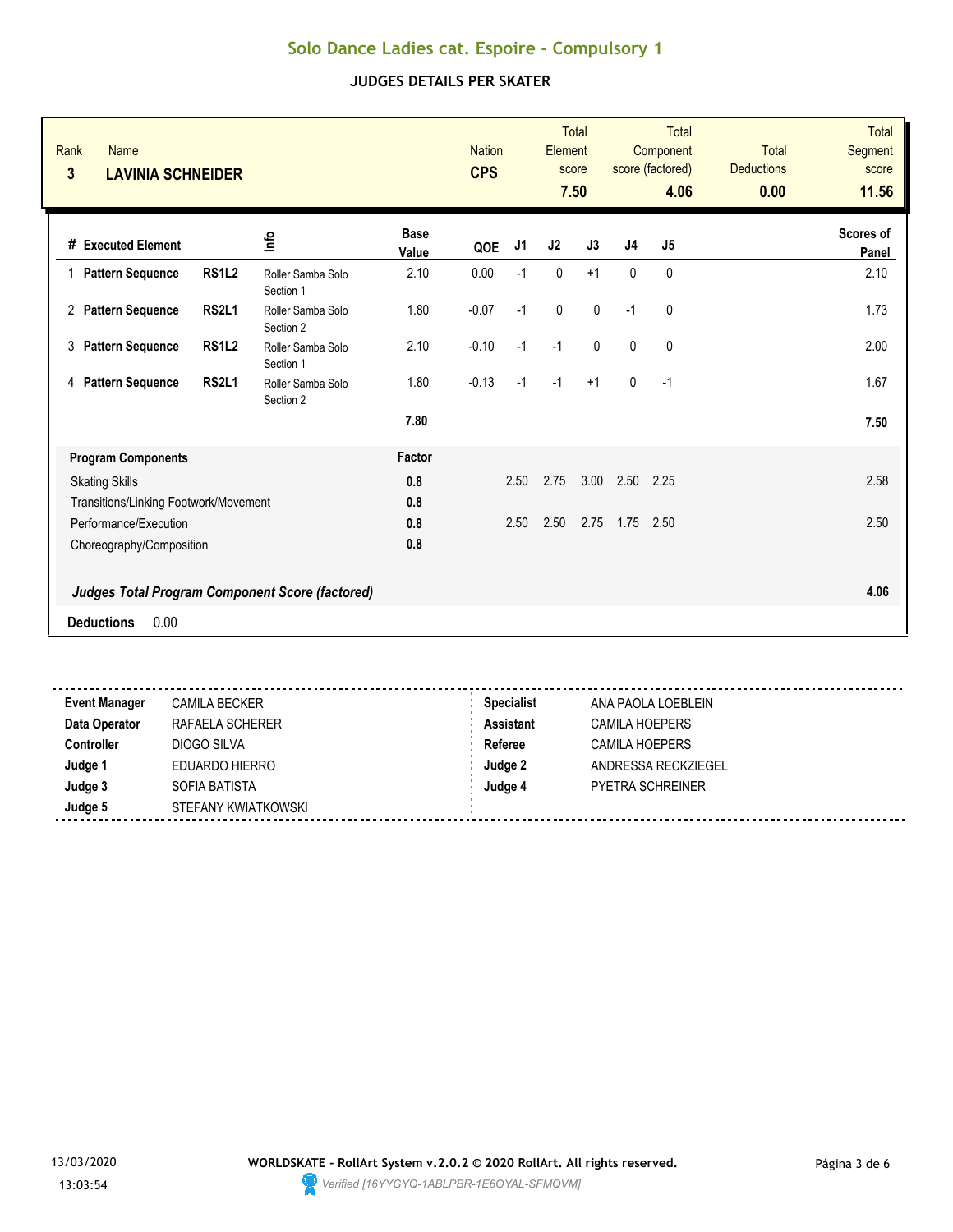# Solo Dance Ladies cat. Espoire - Compulsory 1

## JUDGES DETAILS PER SKATER

| Rank | Name | Nation | Total Element score | Total Component score (factored) | Total Deductions | Total Segment score |
|---|---|---|---|---|---|---|
| 3 | **LAVINIA SCHNEIDER** | **CPS** | **7.50** | **4.06** | **0.00** | **11.56** |

| # | Executed Element | | Info | Base Value | QOE | J1 | J2 | J3 | J4 | J5 | Scores of Panel |
|---|---|---|---|---|---|---|---|---|---|---|---|
| 1 | **Pattern Sequence** | **RS1L2** | Roller Samba Solo Section 1 | 2.10 | 0.00 | -1 | 0 | +1 | 0 | 0 | 2.10 |
| 2 | **Pattern Sequence** | **RS2L1** | Roller Samba Solo Section 2 | 1.80 | -0.07 | -1 | 0 | 0 | -1 | 0 | 1.73 |
| 3 | **Pattern Sequence** | **RS1L2** | Roller Samba Solo Section 1 | 2.10 | -0.10 | -1 | -1 | 0 | 0 | 0 | 2.00 |
| 4 | **Pattern Sequence** | **RS2L1** | Roller Samba Solo Section 2 | 1.80 | -0.13 | -1 | -1 | +1 | 0 | -1 | 1.67 |
| | | | | **7.80** | | | | | | | **7.50** |

| **Program Components** | **Factor** | J1 | J2 | J3 | J4 | J5 | |
|---|---|---|---|---|---|---|---|
| Skating Skills | **0.8** | 2.50 | 2.75 | 3.00 | 2.50 | 2.25 | 2.58 |
| Transitions/Linking Footwork/Movement | **0.8** | | | | | | |
| Performance/Execution | **0.8** | 2.50 | 2.50 | 2.75 | 1.75 | 2.50 | 2.50 |
| Choreography/Composition | **0.8** | | | | | | |
| ***Judges Total Program Component Score (factored)*** | | | | | | | **4.06** |

**Deductions** 0.00

| | | | |
|---|---|---|---|
| **Event Manager** | CAMILA BECKER | **Specialist** | ANA PAOLA LOEBLEIN |
| **Data Operator** | RAFAELA SCHERER | **Assistant** | CAMILA HOEPERS |
| **Controller** | DIOGO SILVA | **Referee** | CAMILA HOEPERS |
| **Judge 1** | EDUARDO HIERRO | **Judge 2** | ANDRESSA RECKZIEGEL |
| **Judge 3** | SOFIA BATISTA | **Judge 4** | PYETRA SCHREINER |
| **Judge 5** | STEFANY KWIATKOWSKI | | |

13/03/2020 13:03:54

**WORLDSKATE - RollArt System v.2.0.2 © 2020 RollArt. All rights reserved.**

*Verified [16YYGYQ-1ABLPBR-1E6OYAL-SFMQVM]*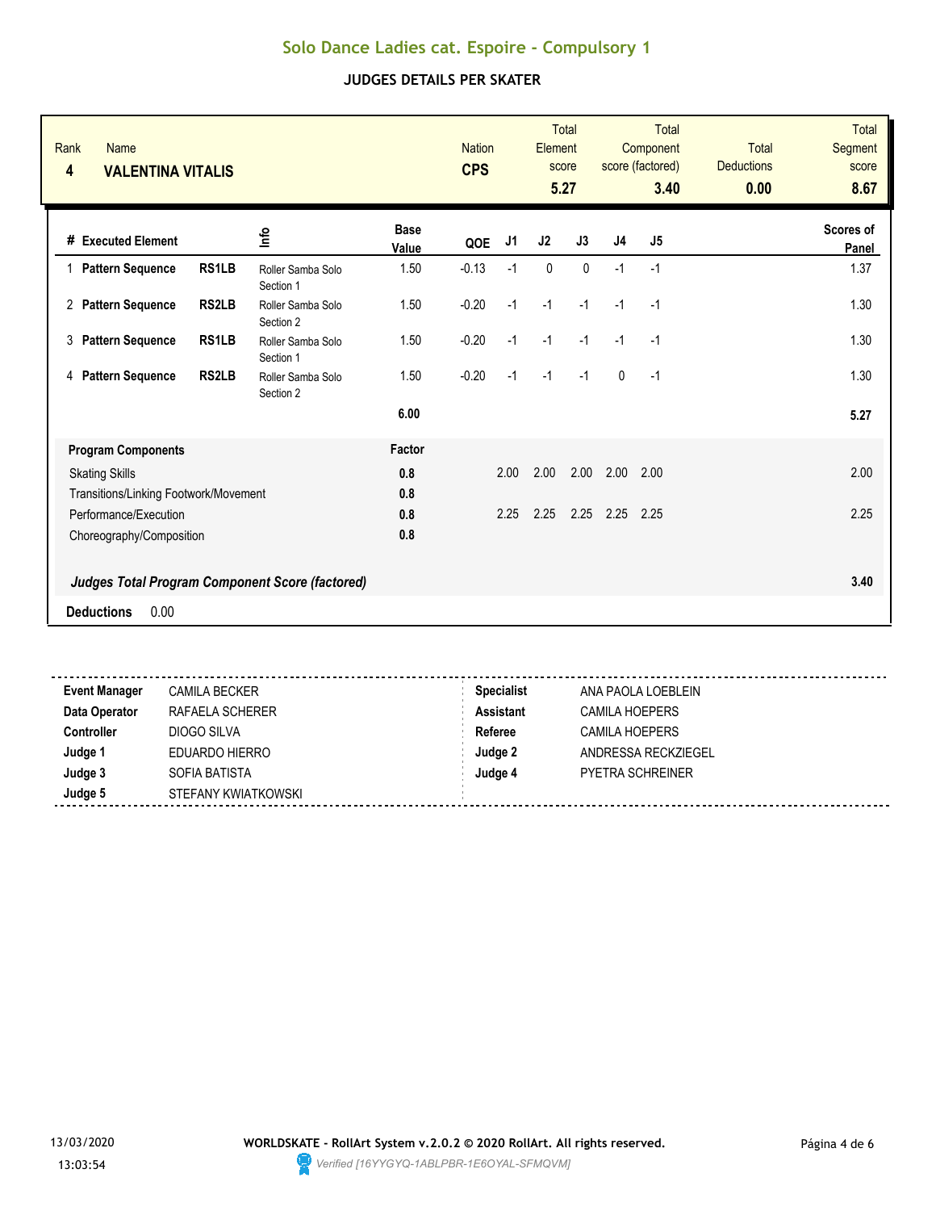# Solo Dance Ladies cat. Espoire - Compulsory 1

## JUDGES DETAILS PER SKATER

| Rank | Name | Nation | Total Element score | Total Component score (factored) | Total Deductions | Total Segment score |
|---|---|---|---|---|---|---|
| 4 | **VALENTINA VITALIS** | **CPS** | **5.27** | **3.40** | **0.00** | **8.67** |

| # | Executed Element | | Info | Base Value | QOE | J1 | J2 | J3 | J4 | J5 | Scores of Panel |
|---|---|---|---|---|---|---|---|---|---|---|---|
| 1 | **Pattern Sequence** | **RS1LB** | Roller Samba Solo Section 1 | 1.50 | -0.13 | -1 | 0 | 0 | -1 | -1 | 1.37 |
| 2 | **Pattern Sequence** | **RS2LB** | Roller Samba Solo Section 2 | 1.50 | -0.20 | -1 | -1 | -1 | -1 | -1 | 1.30 |
| 3 | **Pattern Sequence** | **RS1LB** | Roller Samba Solo Section 1 | 1.50 | -0.20 | -1 | -1 | -1 | -1 | -1 | 1.30 |
| 4 | **Pattern Sequence** | **RS2LB** | Roller Samba Solo Section 2 | 1.50 | -0.20 | -1 | -1 | -1 | 0 | -1 | 1.30 |
| | | | | **6.00** | | | | | | | **5.27** |

| **Program Components** | **Factor** | J1 | J2 | J3 | J4 | J5 | |
|---|---|---|---|---|---|---|---|
| Skating Skills | **0.8** | 2.00 | 2.00 | 2.00 | 2.00 | 2.00 | 2.00 |
| Transitions/Linking Footwork/Movement | **0.8** | | | | | | |
| Performance/Execution | **0.8** | 2.25 | 2.25 | 2.25 | 2.25 | 2.25 | 2.25 |
| Choreography/Composition | **0.8** | | | | | | |
| ***Judges Total Program Component Score (factored)*** | | | | | | | **3.40** |

**Deductions** 0.00

| | | | |
|---|---|---|---|
| **Event Manager** | CAMILA BECKER | **Specialist** | ANA PAOLA LOEBLEIN |
| **Data Operator** | RAFAELA SCHERER | **Assistant** | CAMILA HOEPERS |
| **Controller** | DIOGO SILVA | **Referee** | CAMILA HOEPERS |
| **Judge 1** | EDUARDO HIERRO | **Judge 2** | ANDRESSA RECKZIEGEL |
| **Judge 3** | SOFIA BATISTA | **Judge 4** | PYETRA SCHREINER |
| **Judge 5** | STEFANY KWIATKOWSKI | | |

13/03/2020 13:03:54

**WORLDSKATE - RollArt System v.2.0.2 © 2020 RollArt. All rights reserved.**

*Verified [16YYGYQ-1ABLPBR-1E6OYAL-SFMQVM]*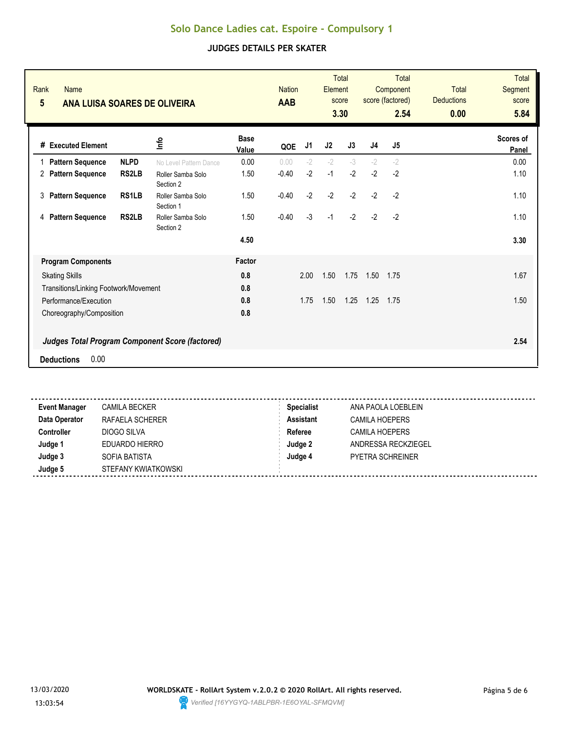# Solo Dance Ladies cat. Espoire - Compulsory 1

## JUDGES DETAILS PER SKATER

| Rank | Name | Nation | Total Element score | Total Component score (factored) | Total Deductions | Total Segment score |
|---|---|---|---|---|---|---|
| 5 | ANA LUISA SOARES DE OLIVEIRA | AAB | 3.30 | 2.54 | 0.00 | 5.84 |

| # | Executed Element | | Info | Base Value | QOE | J1 | J2 | J3 | J4 | J5 | Scores of Panel |
|---|---|---|---|---|---|---|---|---|---|---|---|
| 1 | Pattern Sequence | NLPD | No Level Pattern Dance | 0.00 | 0.00 | -2 | -2 | -3 | -2 | -2 | 0.00 |
| 2 | Pattern Sequence | RS2LB | Roller Samba Solo Section 2 | 1.50 | -0.40 | -2 | -1 | -2 | -2 | -2 | 1.10 |
| 3 | Pattern Sequence | RS1LB | Roller Samba Solo Section 1 | 1.50 | -0.40 | -2 | -2 | -2 | -2 | -2 | 1.10 |
| 4 | Pattern Sequence | RS2LB | Roller Samba Solo Section 2 | 1.50 | -0.40 | -3 | -1 | -2 | -2 | -2 | 1.10 |
| | | | | 4.50 | | | | | | | 3.30 |

| Program Components | Factor | J1 | J2 | J3 | J4 | J5 | |
|---|---|---|---|---|---|---|---|
| Skating Skills | 0.8 | 2.00 | 1.50 | 1.75 | 1.50 | 1.75 | 1.67 |
| Transitions/Linking Footwork/Movement | 0.8 | | | | | | |
| Performance/Execution | 0.8 | 1.75 | 1.50 | 1.25 | 1.25 | 1.75 | 1.50 |
| Choreography/Composition | 0.8 | | | | | | |

***Judges Total Program Component Score (factored)*** **2.54**

**Deductions** 0.00

| | | | |
|---|---|---|---|
| **Event Manager** | CAMILA BECKER | **Specialist** | ANA PAOLA LOEBLEIN |
| **Data Operator** | RAFAELA SCHERER | **Assistant** | CAMILA HOEPERS |
| **Controller** | DIOGO SILVA | **Referee** | CAMILA HOEPERS |
| **Judge 1** | EDUARDO HIERRO | **Judge 2** | ANDRESSA RECKZIEGEL |
| **Judge 3** | SOFIA BATISTA | **Judge 4** | PYETRA SCHREINER |
| **Judge 5** | STEFANY KWIATKOWSKI | | |

13/03/2020 13:03:54

**WORLDSKATE - RollArt System v.2.0.2 © 2020 RollArt. All rights reserved.**

*Verified [16YYGYQ-1ABLPBR-1E6OYAL-SFMQVM]*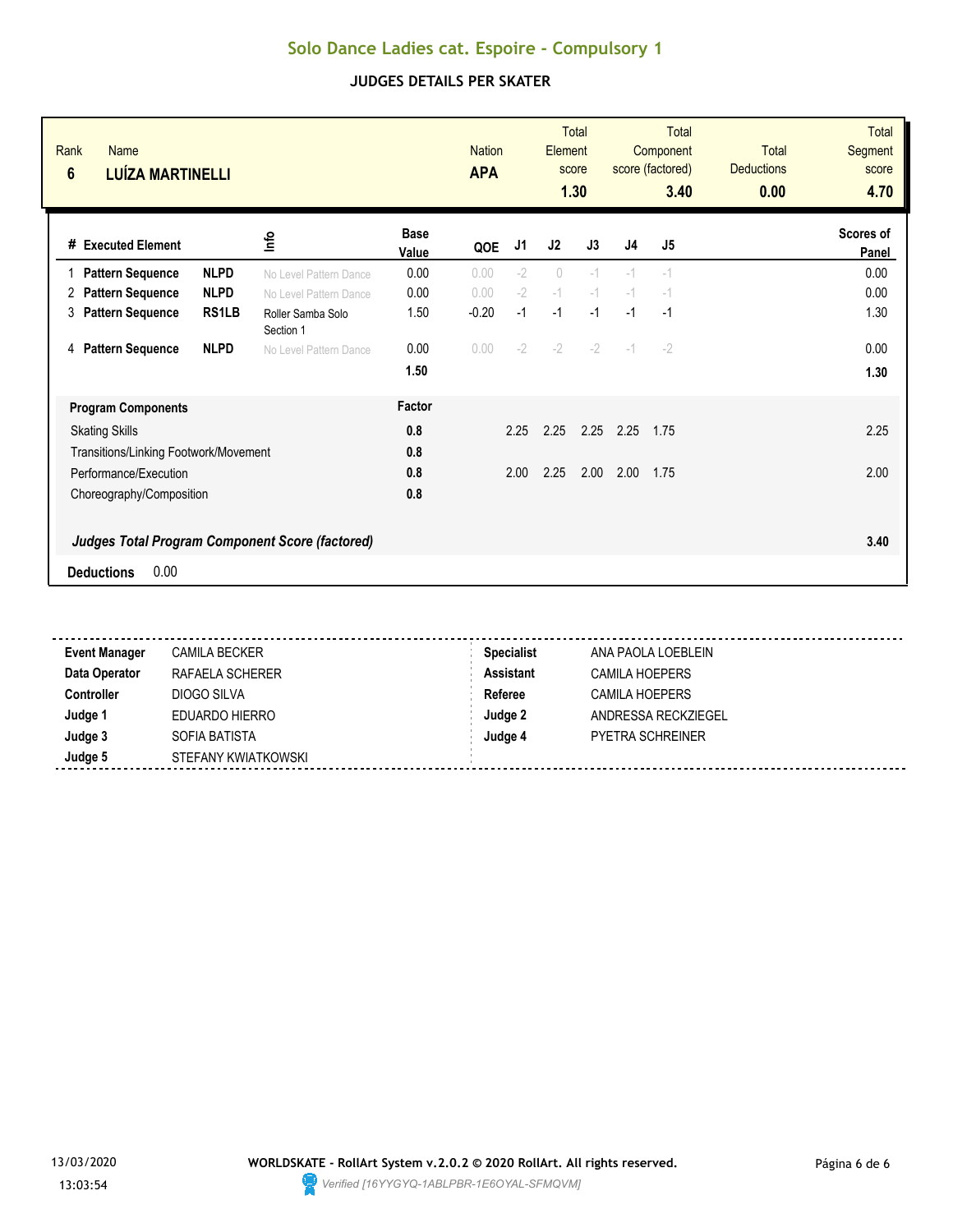# Solo Dance Ladies cat. Espoire - Compulsory 1

## JUDGES DETAILS PER SKATER

| Rank | Name | Nation | Total Element score | Total Component score (factored) | Total Deductions | Total Segment score |
|---|---|---|---|---|---|---|
| 6 | **LUÍZA MARTINELLI** | **APA** | **1.30** | **3.40** | **0.00** | **4.70** |

| # | Executed Element | | Info | Base Value | QOE | J1 | J2 | J3 | J4 | J5 | Scores of Panel |
|---|---|---|---|---|---|---|---|---|---|---|---|
| 1 | **Pattern Sequence** | **NLPD** | No Level Pattern Dance | 0.00 | 0.00 | -2 | 0 | -1 | -1 | -1 | 0.00 |
| 2 | **Pattern Sequence** | **NLPD** | No Level Pattern Dance | 0.00 | 0.00 | -2 | -1 | -1 | -1 | -1 | 0.00 |
| 3 | **Pattern Sequence** | **RS1LB** | Roller Samba Solo Section 1 | 1.50 | -0.20 | -1 | -1 | -1 | -1 | -1 | 1.30 |
| 4 | **Pattern Sequence** | **NLPD** | No Level Pattern Dance | 0.00 | 0.00 | -2 | -2 | -2 | -1 | -2 | 0.00 |
| | | | | **1.50** | | | | | | | **1.30** |

| **Program Components** | **Factor** | J1 | J2 | J3 | J4 | J5 | |
|---|---|---|---|---|---|---|---|
| Skating Skills | **0.8** | 2.25 | 2.25 | 2.25 | 2.25 | 1.75 | 2.25 |
| Transitions/Linking Footwork/Movement | **0.8** | | | | | | |
| Performance/Execution | **0.8** | 2.00 | 2.25 | 2.00 | 2.00 | 1.75 | 2.00 |
| Choreography/Composition | **0.8** | | | | | | |
| ***Judges Total Program Component Score (factored)*** | | | | | | | **3.40** |

**Deductions** 0.00

| | | | |
|---|---|---|---|
| **Event Manager** | CAMILA BECKER | **Specialist** | ANA PAOLA LOEBLEIN |
| **Data Operator** | RAFAELA SCHERER | **Assistant** | CAMILA HOEPERS |
| **Controller** | DIOGO SILVA | **Referee** | CAMILA HOEPERS |
| **Judge 1** | EDUARDO HIERRO | **Judge 2** | ANDRESSA RECKZIEGEL |
| **Judge 3** | SOFIA BATISTA | **Judge 4** | PYETRA SCHREINER |
| **Judge 5** | STEFANY KWIATKOWSKI | | |

13/03/2020 13:03:54

**WORLDSKATE - RollArt System v.2.0.2 © 2020 RollArt. All rights reserved.**

*Verified [16YYGYQ-1ABLPBR-1E6OYAL-SFMQVM]*